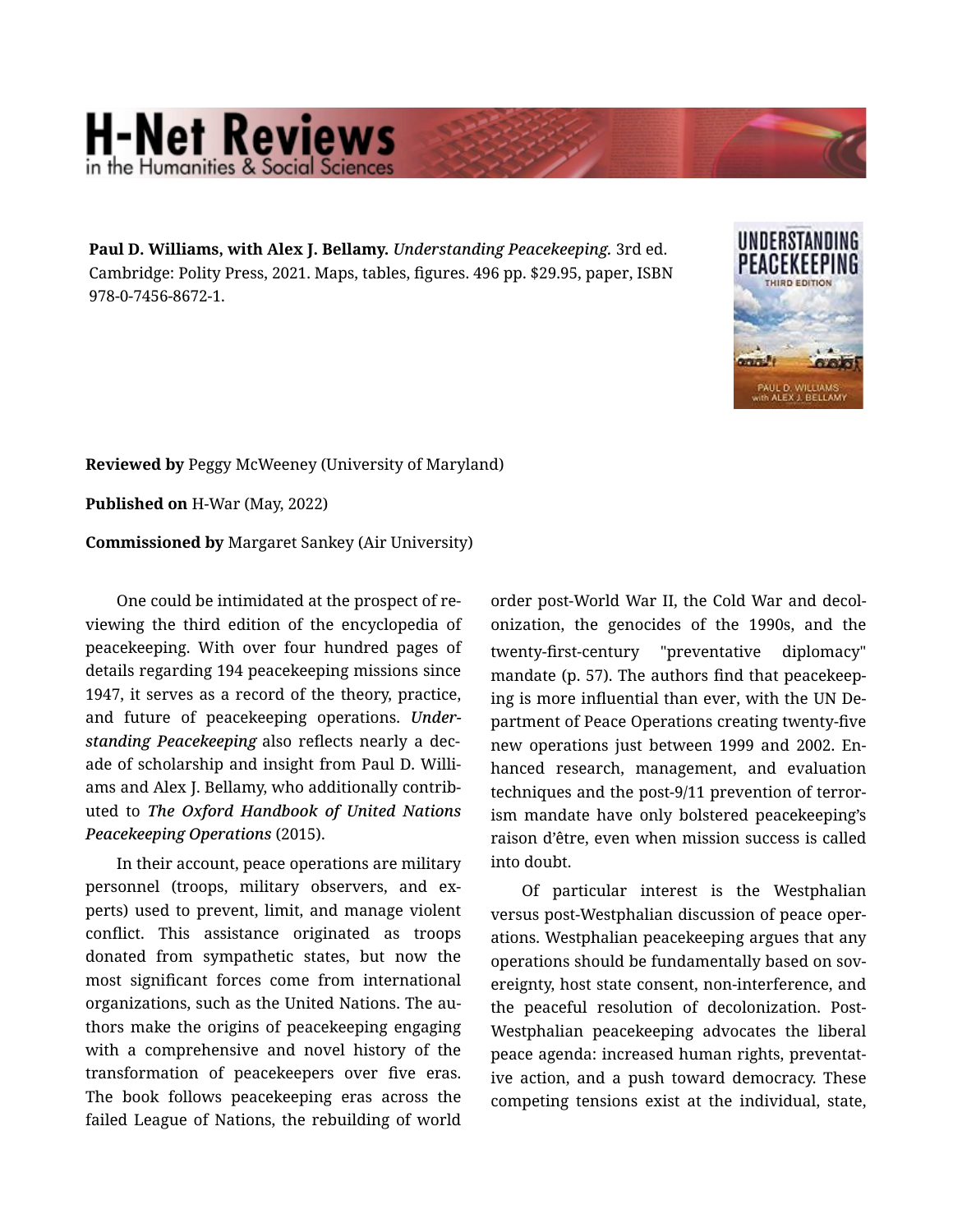**Paul D. Williams, with Alex J. Bellamy.** *Understanding Peacekeeping.* 3rd ed. Cambridge: Polity Press, 2021. Maps, tables, figures. 496 pp. $29.95, paper, ISBN 978-0-7456-8672-1.

**Reviewed by** Peggy McWeeney (University of Maryland)

**Published on** H-War (May, 2022)

**Commissioned by** Margaret Sankey (Air University)

One could be intimidated at the prospect of reviewing the third edition of the encyclopedia of peacekeeping. With over four hundred pages of details regarding 194 peacekeeping missions since 1947, it serves as a record of the theory, practice, and future of peacekeeping operations. *Understanding Peacekeeping* also reflects nearly a decade of scholarship and insight from Paul D. Williams and Alex J. Bellamy, who additionally contributed to ***The Oxford Handbook of United Nations Peacekeeping Operations*** (2015).

In their account, peace operations are military personnel (troops, military observers, and experts) used to prevent, limit, and manage violent conflict. This assistance originated as troops donated from sympathetic states, but now the most significant forces come from international organizations, such as the United Nations. The authors make the origins of peacekeeping engaging with a comprehensive and novel history of the transformation of peacekeepers over five eras. The book follows peacekeeping eras across the failed League of Nations, the rebuilding of world order post-World War II, the Cold War and decolonization, the genocides of the 1990s, and the twenty-first-century "preventative diplomacy" mandate (p. 57). The authors find that peacekeeping is more influential than ever, with the UN Department of Peace Operations creating twenty-five new operations just between 1999 and 2002. Enhanced research, management, and evaluation techniques and the post-9/11 prevention of terrorism mandate have only bolstered peacekeeping's raison d'être, even when mission success is called into doubt.

Of particular interest is the Westphalian versus post-Westphalian discussion of peace operations. Westphalian peacekeeping argues that any operations should be fundamentally based on sovereignty, host state consent, non-interference, and the peaceful resolution of decolonization. Post-Westphalian peacekeeping advocates the liberal peace agenda: increased human rights, preventative action, and a push toward democracy. These competing tensions exist at the individual, state,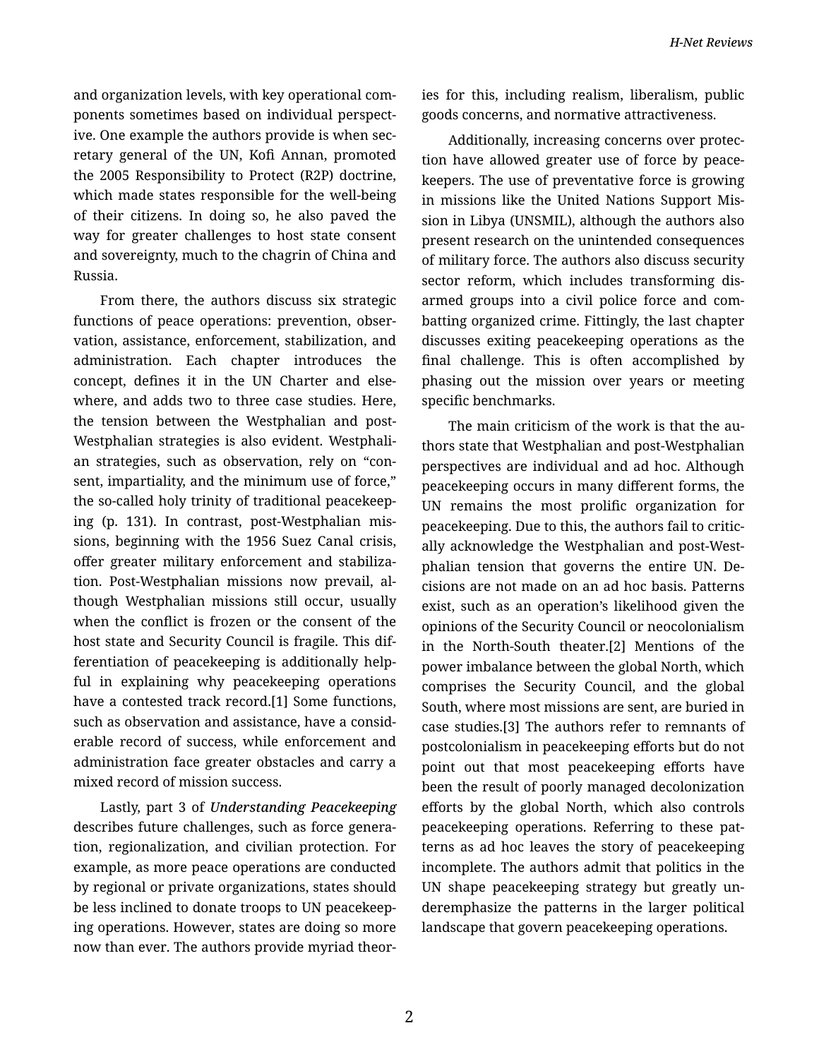and organization levels, with key operational components sometimes based on individual perspective. One example the authors provide is when secretary general of the UN, Kofi Annan, promoted the 2005 Responsibility to Protect (R2P) doctrine, which made states responsible for the well-being of their citizens. In doing so, he also paved the way for greater challenges to host state consent and sovereignty, much to the chagrin of China and Russia.

From there, the authors discuss six strategic functions of peace operations: prevention, observation, assistance, enforcement, stabilization, and administration. Each chapter introduces the concept, defines it in the UN Charter and elsewhere, and adds two to three case studies. Here, the tension between the Westphalian and post-Westphalian strategies is also evident. Westphalian strategies, such as observation, rely on "consent, impartiality, and the minimum use of force," the so-called holy trinity of traditional peacekeeping (p. 131). In contrast, post-Westphalian missions, beginning with the 1956 Suez Canal crisis, offer greater military enforcement and stabilization. Post-Westphalian missions now prevail, although Westphalian missions still occur, usually when the conflict is frozen or the consent of the host state and Security Council is fragile. This differentiation of peacekeeping is additionally helpful in explaining why peacekeeping operations have a contested track record.[1] Some functions, such as observation and assistance, have a considerable record of success, while enforcement and administration face greater obstacles and carry a mixed record of mission success.

Lastly, part 3 of *Understanding Peacekeeping* describes future challenges, such as force generation, regionalization, and civilian protection. For example, as more peace operations are conducted by regional or private organizations, states should be less inclined to donate troops to UN peacekeeping operations. However, states are doing so more now than ever. The authors provide myriad theories for this, including realism, liberalism, public goods concerns, and normative attractiveness.

Additionally, increasing concerns over protection have allowed greater use of force by peacekeepers. The use of preventative force is growing in missions like the United Nations Support Mission in Libya (UNSMIL), although the authors also present research on the unintended consequences of military force. The authors also discuss security sector reform, which includes transforming disarmed groups into a civil police force and combatting organized crime. Fittingly, the last chapter discusses exiting peacekeeping operations as the final challenge. This is often accomplished by phasing out the mission over years or meeting specific benchmarks.

The main criticism of the work is that the authors state that Westphalian and post-Westphalian perspectives are individual and ad hoc. Although peacekeeping occurs in many different forms, the UN remains the most prolific organization for peacekeeping. Due to this, the authors fail to critically acknowledge the Westphalian and post-Westphalian tension that governs the entire UN. Decisions are not made on an ad hoc basis. Patterns exist, such as an operation's likelihood given the opinions of the Security Council or neocolonialism in the North-South theater.[2] Mentions of the power imbalance between the global North, which comprises the Security Council, and the global South, where most missions are sent, are buried in case studies.[3] The authors refer to remnants of postcolonialism in peacekeeping efforts but do not point out that most peacekeeping efforts have been the result of poorly managed decolonization efforts by the global North, which also controls peacekeeping operations. Referring to these patterns as ad hoc leaves the story of peacekeeping incomplete. The authors admit that politics in the UN shape peacekeeping strategy but greatly underemphasize the patterns in the larger political landscape that govern peacekeeping operations.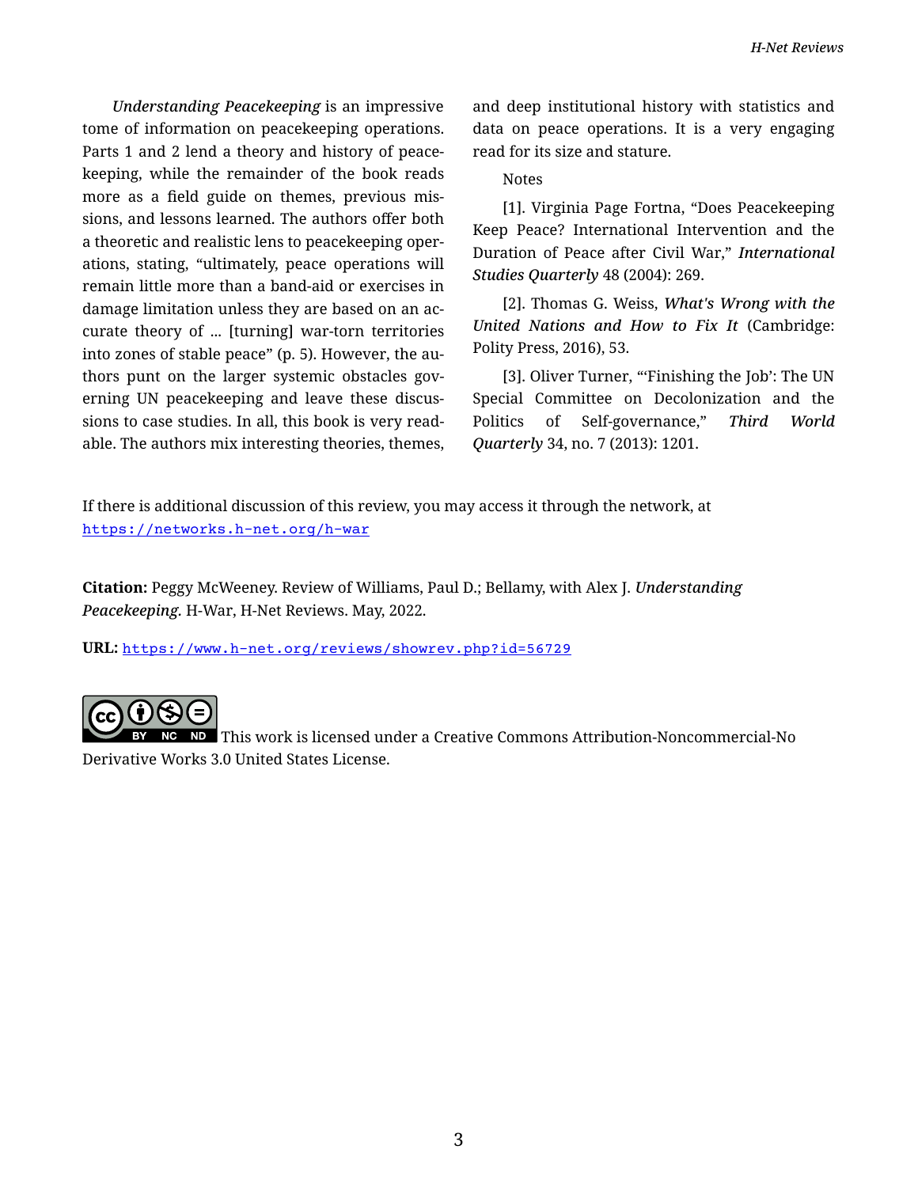*Understanding Peacekeeping* is an impressive tome of information on peacekeeping operations. Parts 1 and 2 lend a theory and history of peacekeeping, while the remainder of the book reads more as a field guide on themes, previous missions, and lessons learned. The authors offer both a theoretic and realistic lens to peacekeeping operations, stating, "ultimately, peace operations will remain little more than a band-aid or exercises in damage limitation unless they are based on an accurate theory of ... [turning] war-torn territories into zones of stable peace" (p. 5). However, the authors punt on the larger systemic obstacles governing UN peacekeeping and leave these discussions to case studies. In all, this book is very readable. The authors mix interesting theories, themes, and deep institutional history with statistics and data on peace operations. It is a very engaging read for its size and stature.

Notes

[1]. Virginia Page Fortna, "Does Peacekeeping Keep Peace? International Intervention and the Duration of Peace after Civil War," *International Studies Quarterly* 48 (2004): 269.

[2]. Thomas G. Weiss, *What's Wrong with the United Nations and How to Fix It* (Cambridge: Polity Press, 2016), 53.

[3]. Oliver Turner, "'Finishing the Job': The UN Special Committee on Decolonization and the Politics of Self-governance," *Third World Quarterly* 34, no. 7 (2013): 1201.

If there is additional discussion of this review, you may access it through the network, at https://networks.h-net.org/h-war

**Citation:** Peggy McWeeney. Review of Williams, Paul D.; Bellamy, with Alex J. *Understanding Peacekeeping*. H-War, H-Net Reviews. May, 2022.

**URL:** https://www.h-net.org/reviews/showrev.php?id=56729

This work is licensed under a Creative Commons Attribution-Noncommercial-No Derivative Works 3.0 United States License.